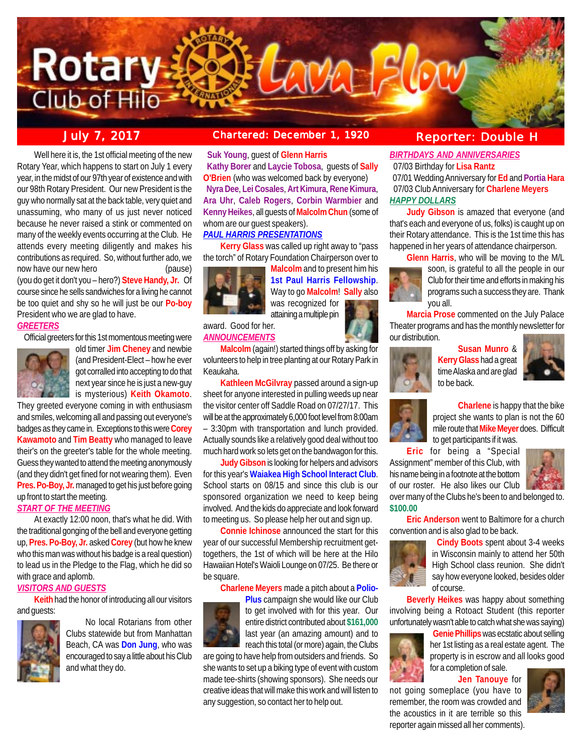# Rotary Club of Hilo Lava Flow

**July 7, 2017** | **Chartered: December 1, 1920** | **Reporter: Double H**

Well here it is, the 1st official meeting of the new Rotary Year, which happens to start on July 1 every year, in the midst of our 97th year of existence and with our 98th Rotary President. Our new President is the guy who normally sat at the back table, very quiet and unassuming, who many of us just never noticed because he never raised a stink or commented on many of the weekly events occurring at the Club. He attends every meeting diligently and makes his contributions as required. So, without further ado, we now have our new hero (pause) (you do get it don't you – hero?) **Steve Handy, Jr.** Of course since he sells sandwiches for a living he cannot be too quiet and shy so he will just be our **Po-boy** President who we are glad to have.

## GREETERS

Official greeters for this 1st momentous meeting were old timer **Jim Cheney** and newbie (and President-Elect – how he ever got corralled into accepting to do that next year since he is just a new-guy is mysterious) **Keith Okamoto**. They greeted everyone coming in with enthusiasm and smiles, welcoming all and passing out everyone's badges as they came in. Exceptions to this were **Corey Kawamoto** and **Tim Beatty** who managed to leave their's on the greeter's table for the whole meeting. Guess they wanted to attend the meeting anonymously (and they didn't get fined for not wearing them). Even **Pres. Po-Boy, Jr.** managed to get his just before going up front to start the meeting.

## START OF THE MEETING

At exactly 12:00 noon, that's what he did. With the traditional gonging of the bell and everyone getting up, **Pres. Po-Boy, Jr.** asked **Corey** (but how he knew who this man was without his badge is a real question) to lead us in the Pledge to the Flag, which he did so with grace and aplomb.

## VISITORS AND GUESTS

**Keith** had the honor of introducing all our visitors and guests:

No local Rotarians from other Clubs statewide but from Manhattan Beach, CA was **Don Jung**, who was encouraged to say a little about his Club and what they do.

**Suk Young**, guest of **Glenn Harris**
**Kathy Borer** and **Laycie Tobosa**, guests of **Sally O'Brien** (who was welcomed back by everyone)
**Nyra Dee**, **Lei Cosales**, **Art Kimura**, **Rene Kimura**, **Ara Uhr**, **Caleb Rogers**, **Corbin Warmbier** and **Kenny Heikes**, all guests of **Malcolm Chun** (some of whom are our guest speakers).

## PAUL HARRIS PRESENTATIONS

**Kerry Glass** was called up right away to "pass the torch" of Rotary Foundation Chairperson over to **Malcolm** and to present him his **1st Paul Harris Fellowship**. Way to go **Malcolm**! **Sally** also was recognized for attaining a multiple pin award. Good for her.

## ANNOUNCEMENTS

**Malcolm** (again!) started things off by asking for volunteers to help in tree planting at our Rotary Park in Keaukaha.

**Kathleen McGilvray** passed around a sign-up sheet for anyone interested in pulling weeds up near the visitor center off Saddle Road on 07/27/17. This will be at the approximately 6,000 foot level from 8:00am – 3:30pm with transportation and lunch provided. Actually sounds like a relatively good deal without too much hard work so lets get on the bandwagon for this.

**Judy Gibson** is looking for helpers and advisors for this year's **Waiakea High School Interact Club**. School starts on 08/15 and since this club is our sponsored organization we need to keep being involved. And the kids do appreciate and look forward to meeting us. So please help her out and sign up.

**Connie Ichinose** announced the start for this year of our successful Membership recruitment get-togethers, the 1st of which will be here at the Hilo Hawaiian Hotel's Waioli Lounge on 07/25. Be there or be square.

**Charlene Meyers** made a pitch about a **Polio-Plus** campaign she would like our Club to get involved with for this year. Our entire district contributed about **$161,000** last year (an amazing amount) and to reach this total (or more) again, the Clubs are going to have help from outsiders and friends. So she wants to set up a biking type of event with custom made tee-shirts (showing sponsors). She needs our creative ideas that will make this work and will listen to any suggestion, so contact her to help out.

## BIRTHDAYS AND ANNIVERSARIES

07/03 Birthday for **Lisa Rantz**
07/01 Wedding Anniversary for **Ed** and **Portia Hara**
07/03 Club Anniversary for **Charlene Meyers**

## HAPPY DOLLARS

**Judy Gibson** is amazed that everyone (and that's each and everyone of us, folks) is caught up on their Rotary attendance. This is the 1st time this has happened in her years of attendance chairperson.

**Glenn Harris**, who will be moving to the M/L soon, is grateful to all the people in our Club for their time and efforts in making his programs such a success they are. Thank you all.

**Marcia Prose** commented on the July Palace Theater programs and has the monthly newsletter for our distribution.

**Susan Munro** & **Kerry Glass** had a great time Alaska and are glad to be back.

**Charlene** is happy that the bike project she wants to plan is not the 60 mile route that **Mike Meyer** does. Difficult to get participants if it was.

**Eric** for being a "Special Assignment" member of this Club, with his name being in a footnote at the bottom of our roster. He also likes our Club over many of the Clubs he's been to and belonged to. **$100.00**

**Eric Anderson** went to Baltimore for a church convention and is also glad to be back.

**Cindy Boots** spent about 3-4 weeks in Wisconsin mainly to attend her 50th High School class reunion. She didn't say how everyone looked, besides older of course.

**Beverly Heikes** was happy about something involving being a Rotoact Student (this reporter unfortunately wasn't able to catch what she was saying)

**Genie Phillips** was ecstatic about selling her 1st listing as a real estate agent. The property is in escrow and all looks good for a completion of sale.

**Jen Tanouye** for not going someplace (you have to remember, the room was crowded and the acoustics in it are terrible so this reporter again missed all her comments).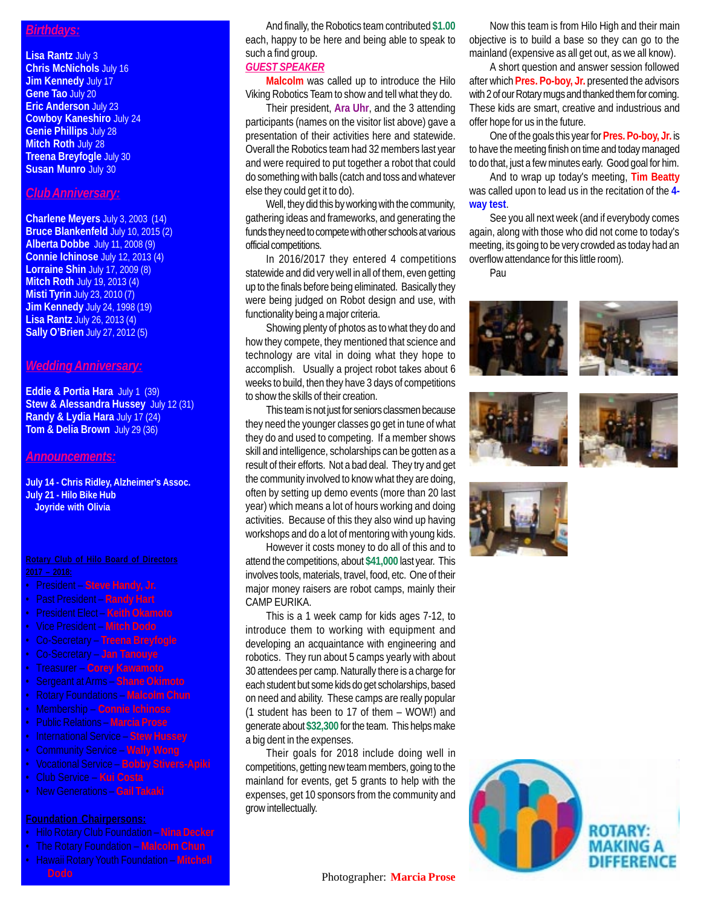## *Birthdays:*

**Lisa Rantz** July 3
**Chris McNichols** July 16
**Jim Kennedy** July 17
**Gene Tao** July 20
**Eric Anderson** July 23
**Cowboy Kaneshiro** July 24
**Genie Phillips** July 28
**Mitch Roth** July 28
**Treena Breyfogle** July 30
**Susan Munro** July 30

## *Club Anniversary:*

**Charlene Meyers** July 3, 2003 (14)
**Bruce Blankenfeld** July 10, 2015 (2)
**Alberta Dobbe** July 11, 2008 (9)
**Connie Ichinose** July 12, 2013 (4)
**Lorraine Shin** July 17, 2009 (8)
**Mitch Roth** July 19, 2013 (4)
**Misti Tyrin** July 23, 2010 (7)
**Jim Kennedy** July 24, 1998 (19)
**Lisa Rantz** July 26, 2013 (4)
**Sally O'Brien** July 27, 2012 (5)

## *Wedding Anniversary:*

**Eddie & Portia Hara** July 1 (39)
**Stew & Alessandra Hussey** July 12 (31)
**Randy & Lydia Hara** July 17 (24)
**Tom & Delia Brown** July 29 (36)

## *Announcements:*

**July 14 - Chris Ridley, Alzheimer's Assoc.**
**July 21 - Hilo Bike Hub**
**Joyride with Olivia**

**Rotary Club of Hilo Board of Directors 2017 – 2018:**

- President – **Steve Handy, Jr.**
- Past President – **Randy Hart**
- President Elect – **Keith Okamoto**
- Vice President – **Mitch Dodo**
- Co-Secretary – **Treena Breyfogle**
- Co-Secretary – **Jan Tanouye**
- Treasurer – **Corey Kawamoto**
- Sergeant at Arms – **Shane Okimoto**
- Rotary Foundations – **Malcolm Chun**
- Membership – **Connie Ichinose**
- Public Relations – **Marcia Prose**
- International Service – **Stew Hussey**
- Community Service – **Wally Wong**
- Vocational Service – **Bobby Stivers-Apiki**
- Club Service – **Kui Costa**
- New Generations – **Gail Takaki**

**Foundation Chairpersons:**

- Hilo Rotary Club Foundation – **Nina Decker**
- The Rotary Foundation – **Malcolm Chun**
- Hawaii Rotary Youth Foundation – **Mitchell Dodo**

And finally, the Robotics team contributed **$1.00** each, happy to be here and being able to speak to such a find group.

## *GUEST SPEAKER*

**Malcolm** was called up to introduce the Hilo Viking Robotics Team to show and tell what they do.

Their president, **Ara Uhr**, and the 3 attending participants (names on the visitor list above) gave a presentation of their activities here and statewide. Overall the Robotics team had 32 members last year and were required to put together a robot that could do something with balls (catch and toss and whatever else they could get it to do).

Well, they did this by working with the community, gathering ideas and frameworks, and generating the funds they need to compete with other schools at various official competitions.

In 2016/2017 they entered 4 competitions statewide and did very well in all of them, even getting up to the finals before being eliminated. Basically they were being judged on Robot design and use, with functionality being a major criteria.

Showing plenty of photos as to what they do and how they compete, they mentioned that science and technology are vital in doing what they hope to accomplish. Usually a project robot takes about 6 weeks to build, then they have 3 days of competitions to show the skills of their creation.

This team is not just for seniors classmen because they need the younger classes go get in tune of what they do and used to competing. If a member shows skill and intelligence, scholarships can be gotten as a result of their efforts. Not a bad deal. They try and get the community involved to know what they are doing, often by setting up demo events (more than 20 last year) which means a lot of hours working and doing activities. Because of this they also wind up having workshops and do a lot of mentoring with young kids.

However it costs money to do all of this and to attend the competitions, about **$41,000** last year. This involves tools, materials, travel, food, etc. One of their major money raisers are robot camps, mainly their CAMP EURIKA.

This is a 1 week camp for kids ages 7-12, to introduce them to working with equipment and developing an acquaintance with engineering and robotics. They run about 5 camps yearly with about 30 attendees per camp. Naturally there is a charge for each student but some kids do get scholarships, based on need and ability. These camps are really popular (1 student has been to 17 of them – WOW!) and generate about **$32,300** for the team. This helps make a big dent in the expenses.

Their goals for 2018 include doing well in competitions, getting new team members, going to the mainland for events, get 5 grants to help with the expenses, get 10 sponsors from the community and grow intellectually.

Photographer: **Marcia Prose**

Now this team is from Hilo High and their main objective is to build a base so they can go to the mainland (expensive as all get out, as we all know).

A short question and answer session followed after which **Pres. Po-boy, Jr.** presented the advisors with 2 of our Rotary mugs and thanked them for coming. These kids are smart, creative and industrious and offer hope for us in the future.

One of the goals this year for **Pres. Po-boy, Jr.** is to have the meeting finish on time and today managed to do that, just a few minutes early. Good goal for him.

And to wrap up today's meeting, **Tim Beatty** was called upon to lead us in the recitation of the **4-way test**.

See you all next week (and if everybody comes again, along with those who did not come to today's meeting, its going to be very crowded as today had an overflow attendance for this little room).

Pau

ROTARY: MAKING A DIFFERENCE